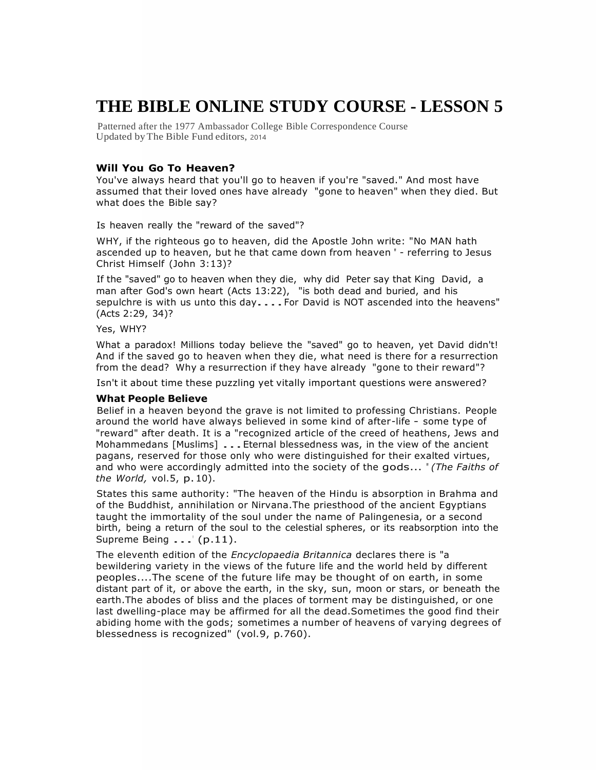# THE BIBLE ONLINE STUDY COURSE - LESSON 5

Patterned after the 1977 Ambassador College Bible Correspondence Course
Updated by The Bible Fund editors, 2014

### Will You Go To Heaven?

You've always heard that you'll go to heaven if you're "saved." And most have assumed that their loved ones have already "gone to heaven" when they died. But what does the Bible say?

Is heaven really the "reward of the saved"?

WHY, if the righteous go to heaven, did the Apostle John write: "No MAN hath ascended up to heaven, but he that came down from heaven" - referring to Jesus Christ Himself (John 3:13)?

If the "saved" go to heaven when they die, why did Peter say that King David, a man after God's own heart (Acts 13:22), "is both dead and buried, and his sepulchre is with us unto this day.... For David is NOT ascended into the heavens" (Acts 2:29, 34)?

Yes, WHY?

What a paradox! Millions today believe the "saved" go to heaven, yet David didn't! And if the saved go to heaven when they die, what need is there for a resurrection from the dead? Why a resurrection if they have already "gone to their reward"?

Isn't it about time these puzzling yet vitally important questions were answered?

### What People Believe

Belief in a heaven beyond the grave is not limited to professing Christians. People around the world have always believed in some kind of after-life - some type of "reward" after death. It is a "recognized article of the creed of heathens, Jews and Mohammedans [Muslims] ... Eternal blessedness was, in the view of the ancient pagans, reserved for those only who were distinguished for their exalted virtues, and who were accordingly admitted into the society of the gods..." *(The Faiths of the World,* vol.5, p.10).

States this same authority: "The heaven of the Hindu is absorption in Brahma and of the Buddhist, annihilation or Nirvana.The priesthood of the ancient Egyptians taught the immortality of the soul under the name of Palingenesia, or a second birth, being a return of the soul to the celestial spheres, or its reabsorption into the Supreme Being ..." (p.11).

The eleventh edition of the *Encyclopaedia Britannica* declares there is "a bewildering variety in the views of the future life and the world held by different peoples....The scene of the future life may be thought of on earth, in some distant part of it, or above the earth, in the sky, sun, moon or stars, or beneath the earth.The abodes of bliss and the places of torment may be distinguished, or one last dwelling-place may be affirmed for all the dead.Sometimes the good find their abiding home with the gods; sometimes a number of heavens of varying degrees of blessedness is recognized" (vol.9, p.760).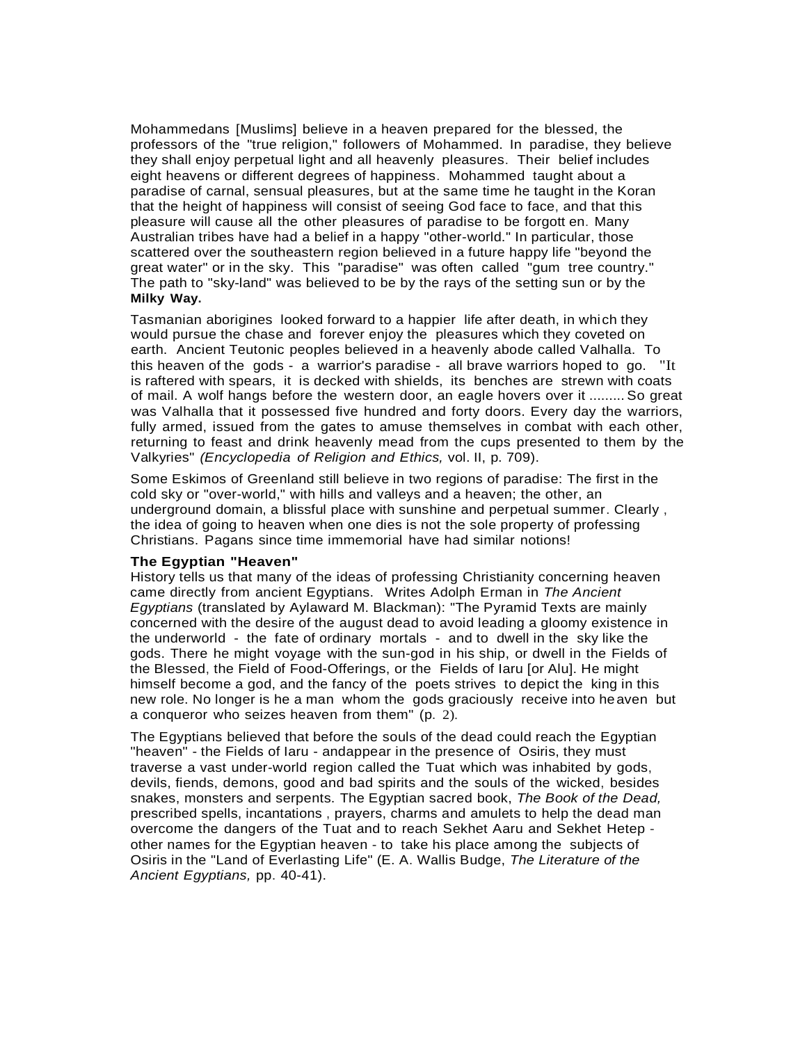Mohammedans [Muslims] believe in a heaven prepared for the blessed, the professors of the "true religion," followers of Mohammed. In paradise, they believe they shall enjoy perpetual light and all heavenly pleasures. Their belief includes eight heavens or different degrees of happiness. Mohammed taught about a paradise of carnal, sensual pleasures, but at the same time he taught in the Koran that the height of happiness will consist of seeing God face to face, and that this pleasure will cause all the other pleasures of paradise to be forgott en. Many Australian tribes have had a belief in a happy "other-world." In particular, those scattered over the southeastern region believed in a future happy life "beyond the great water" or in the sky. This "paradise" was often called "gum tree country." The path to "sky-land" was believed to be by the rays of the setting sun or by the **Milky Way.**

Tasmanian aborigines looked forward to a happier life after death, in which they would pursue the chase and forever enjoy the pleasures which they coveted on earth. Ancient Teutonic peoples believed in a heavenly abode called Valhalla. To this heaven of the gods - a warrior's paradise - all brave warriors hoped to go. "It is raftered with spears, it is decked with shields, its benches are strewn with coats of mail. A wolf hangs before the western door, an eagle hovers over it ......... So great was Valhalla that it possessed five hundred and forty doors. Every day the warriors, fully armed, issued from the gates to amuse themselves in combat with each other, returning to feast and drink heavenly mead from the cups presented to them by the Valkyries" *(Encyclopedia of Religion and Ethics,* vol. II, p. 709).

Some Eskimos of Greenland still believe in two regions of paradise: The first in the cold sky or "over-world," with hills and valleys and a heaven; the other, an underground domain, a blissful place with sunshine and perpetual summer. Clearly , the idea of going to heaven when one dies is not the sole property of professing Christians. Pagans since time immemorial have had similar notions!

**The Egyptian "Heaven"**

History tells us that many of the ideas of professing Christianity concerning heaven came directly from ancient Egyptians. Writes Adolph Erman in *The Ancient Egyptians* (translated by Aylaward M. Blackman): "The Pyramid Texts are mainly concerned with the desire of the august dead to avoid leading a gloomy existence in the underworld - the fate of ordinary mortals - and to dwell in the sky like the gods. There he might voyage with the sun-god in his ship, or dwell in the Fields of the Blessed, the Field of Food-Offerings, or the Fields of Iaru [or Alu]. He might himself become a god, and the fancy of the poets strives to depict the king in this new role. No longer is he a man whom the gods graciously receive into heaven but a conqueror who seizes heaven from them" (p. 2).

The Egyptians believed that before the souls of the dead could reach the Egyptian "heaven" - the Fields of Iaru - andappear in the presence of Osiris, they must traverse a vast under-world region called the Tuat which was inhabited by gods, devils, fiends, demons, good and bad spirits and the souls of the wicked, besides snakes, monsters and serpents. The Egyptian sacred book, *The Book of the Dead,* prescribed spells, incantations , prayers, charms and amulets to help the dead man overcome the dangers of the Tuat and to reach Sekhet Aaru and Sekhet Hetep - other names for the Egyptian heaven - to take his place among the subjects of Osiris in the "Land of Everlasting Life" (E. A. Wallis Budge, *The Literature of the Ancient Egyptians,* pp. 40-41).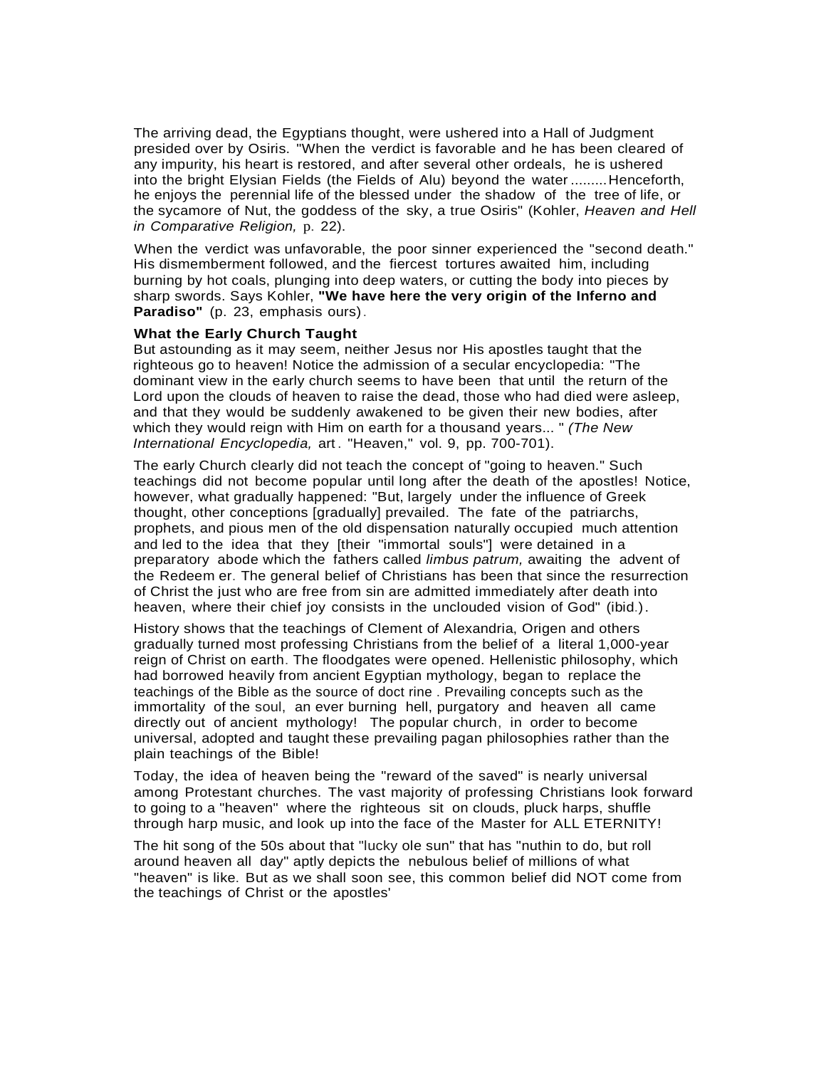The arriving dead, the Egyptians thought, were ushered into a Hall of Judgment presided over by Osiris. "When the verdict is favorable and he has been cleared of any impurity, his heart is restored, and after several other ordeals, he is ushered into the bright Elysian Fields (the Fields of Alu) beyond the water .........Henceforth, he enjoys the perennial life of the blessed under the shadow of the tree of life, or the sycamore of Nut, the goddess of the sky, a true Osiris" (Kohler, *Heaven and Hell in Comparative Religion,* p. 22).

When the verdict was unfavorable, the poor sinner experienced the "second death." His dismemberment followed, and the fiercest tortures awaited him, including burning by hot coals, plunging into deep waters, or cutting the body into pieces by sharp swords. Says Kohler, **"We have here the very origin of the Inferno and Paradiso"** (p. 23, emphasis ours).

**What the Early Church Taught**

But astounding as it may seem, neither Jesus nor His apostles taught that the righteous go to heaven! Notice the admission of a secular encyclopedia: "The dominant view in the early church seems to have been that until the return of the Lord upon the clouds of heaven to raise the dead, those who had died were asleep, and that they would be suddenly awakened to be given their new bodies, after which they would reign with Him on earth for a thousand years... " *(The New International Encyclopedia,* art. "Heaven," vol. 9, pp. 700-701).

The early Church clearly did not teach the concept of "going to heaven." Such teachings did not become popular until long after the death of the apostles! Notice, however, what gradually happened: "But, largely under the influence of Greek thought, other conceptions [gradually] prevailed. The fate of the patriarchs, prophets, and pious men of the old dispensation naturally occupied much attention and led to the idea that they [their "immortal souls"] were detained in a preparatory abode which the fathers called *limbus patrum,* awaiting the advent of the Redeem er. The general belief of Christians has been that since the resurrection of Christ the just who are free from sin are admitted immediately after death into heaven, where their chief joy consists in the unclouded vision of God" (ibid.).

History shows that the teachings of Clement of Alexandria, Origen and others gradually turned most professing Christians from the belief of a literal 1,000-year reign of Christ on earth. The floodgates were opened. Hellenistic philosophy, which had borrowed heavily from ancient Egyptian mythology, began to replace the teachings of the Bible as the source of doct rine . Prevailing concepts such as the immortality of the soul, an ever burning hell, purgatory and heaven all came directly out of ancient mythology! The popular church, in order to become universal, adopted and taught these prevailing pagan philosophies rather than the plain teachings of the Bible!

Today, the idea of heaven being the "reward of the saved" is nearly universal among Protestant churches. The vast majority of professing Christians look forward to going to a "heaven" where the righteous sit on clouds, pluck harps, shuffle through harp music, and look up into the face of the Master for ALL ETERNITY!

The hit song of the 50s about that "lucky ole sun" that has "nuthin to do, but roll around heaven all day" aptly depicts the nebulous belief of millions of what "heaven" is like. But as we shall soon see, this common belief did NOT come from the teachings of Christ or the apostles'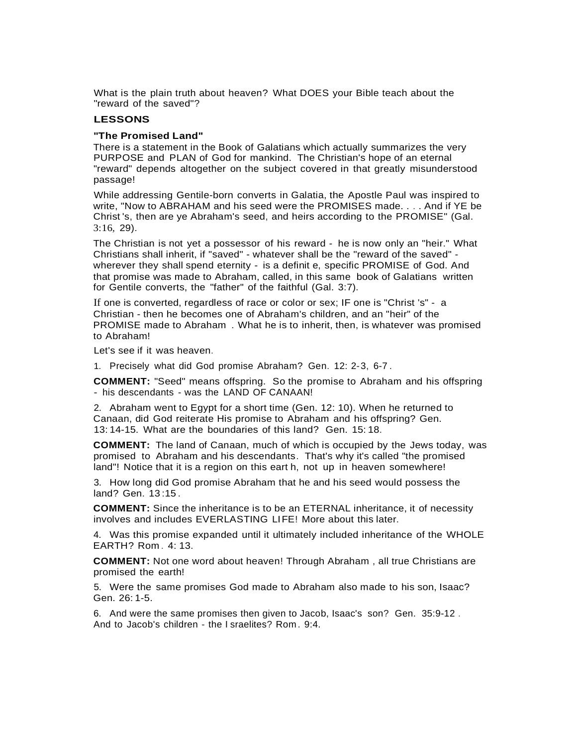What is the plain truth about heaven? What DOES your Bible teach about the "reward of the saved"?

## LESSONS

### "The Promised Land"

There is a statement in the Book of Galatians which actually summarizes the very PURPOSE and PLAN of God for mankind. The Christian's hope of an eternal "reward" depends altogether on the subject covered in that greatly misunderstood passage!

While addressing Gentile-born converts in Galatia, the Apostle Paul was inspired to write, "Now to ABRAHAM and his seed were the PROMISES made. . . . And if YE be Christ's, then are ye Abraham's seed, and heirs according to the PROMISE" (Gal. 3:16, 29).

The Christian is not yet a possessor of his reward - he is now only an "heir." What Christians shall inherit, if "saved" - whatever shall be the "reward of the saved" - wherever they shall spend eternity - is a definite, specific PROMISE of God. And that promise was made to Abraham, called, in this same book of Galatians written for Gentile converts, the "father" of the faithful (Gal. 3:7).

If one is converted, regardless of race or color or sex; IF one is "Christ's" - a Christian - then he becomes one of Abraham's children, and an "heir" of the PROMISE made to Abraham. What he is to inherit, then, is whatever was promised to Abraham!

Let's see if it was heaven.

1. Precisely what did God promise Abraham? Gen. 12: 2-3, 6-7.

**COMMENT:** "Seed" means offspring. So the promise to Abraham and his offspring - his descendants - was the LAND OF CANAAN!

2. Abraham went to Egypt for a short time (Gen. 12: 10). When he returned to Canaan, did God reiterate His promise to Abraham and his offspring? Gen. 13:14-15. What are the boundaries of this land? Gen. 15:18.

**COMMENT:** The land of Canaan, much of which is occupied by the Jews today, was promised to Abraham and his descendants. That's why it's called "the promised land"! Notice that it is a region on this earth, not up in heaven somewhere!

3. How long did God promise Abraham that he and his seed would possess the land? Gen. 13:15.

**COMMENT:** Since the inheritance is to be an ETERNAL inheritance, it of necessity involves and includes EVERLASTING LIFE! More about this later.

4. Was this promise expanded until it ultimately included inheritance of the WHOLE EARTH? Rom. 4: 13.

**COMMENT:** Not one word about heaven! Through Abraham, all true Christians are promised the earth!

5. Were the same promises God made to Abraham also made to his son, Isaac? Gen. 26:1-5.

6. And were the same promises then given to Jacob, Isaac's son? Gen. 35:9-12. And to Jacob's children - the Israelites? Rom. 9:4.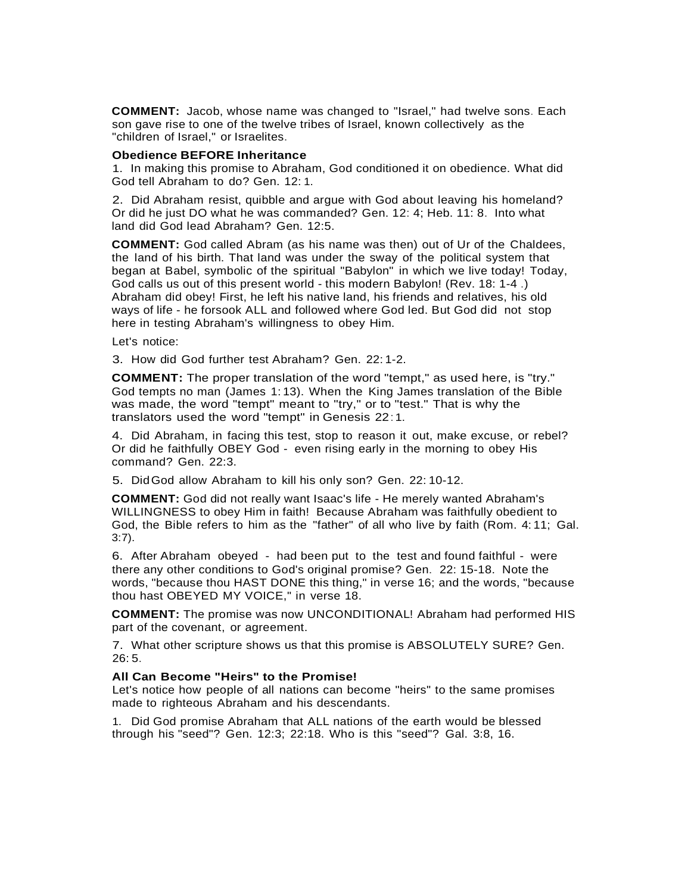**COMMENT:** Jacob, whose name was changed to "Israel," had twelve sons. Each son gave rise to one of the twelve tribes of Israel, known collectively as the "children of Israel," or Israelites.

**Obedience BEFORE Inheritance**

1. In making this promise to Abraham, God conditioned it on obedience. What did God tell Abraham to do? Gen. 12: 1.

2. Did Abraham resist, quibble and argue with God about leaving his homeland? Or did he just DO what he was commanded? Gen. 12: 4; Heb. 11: 8. Into what land did God lead Abraham? Gen. 12:5.

**COMMENT:** God called Abram (as his name was then) out of Ur of the Chaldees, the land of his birth. That land was under the sway of the political system that began at Babel, symbolic of the spiritual "Babylon" in which we live today! Today, God calls us out of this present world - this modern Babylon! (Rev. 18: 1-4 .) Abraham did obey! First, he left his native land, his friends and relatives, his old ways of life - he forsook ALL and followed where God led. But God did not stop here in testing Abraham's willingness to obey Him.

Let's notice:

3. How did God further test Abraham? Gen. 22: 1-2.

**COMMENT:** The proper translation of the word "tempt," as used here, is "try." God tempts no man (James 1: 13). When the King James translation of the Bible was made, the word "tempt" meant to "try," or to "test." That is why the translators used the word "tempt" in Genesis 22: 1.

4. Did Abraham, in facing this test, stop to reason it out, make excuse, or rebel? Or did he faithfully OBEY God - even rising early in the morning to obey His command? Gen. 22:3.

5. Did God allow Abraham to kill his only son? Gen. 22: 10-12.

**COMMENT:** God did not really want Isaac's life - He merely wanted Abraham's WILLINGNESS to obey Him in faith! Because Abraham was faithfully obedient to God, the Bible refers to him as the "father" of all who live by faith (Rom. 4: 11; Gal. 3:7).

6. After Abraham obeyed - had been put to the test and found faithful - were there any other conditions to God's original promise? Gen. 22: 15-18. Note the words, "because thou HAST DONE this thing," in verse 16; and the words, "because thou hast OBEYED MY VOICE," in verse 18.

**COMMENT:** The promise was now UNCONDITIONAL! Abraham had performed HIS part of the covenant, or agreement.

7. What other scripture shows us that this promise is ABSOLUTELY SURE? Gen. 26: 5.

**All Can Become "Heirs" to the Promise!**

Let's notice how people of all nations can become "heirs" to the same promises made to righteous Abraham and his descendants.

1. Did God promise Abraham that ALL nations of the earth would be blessed through his "seed"? Gen. 12:3; 22:18. Who is this "seed"? Gal. 3:8, 16.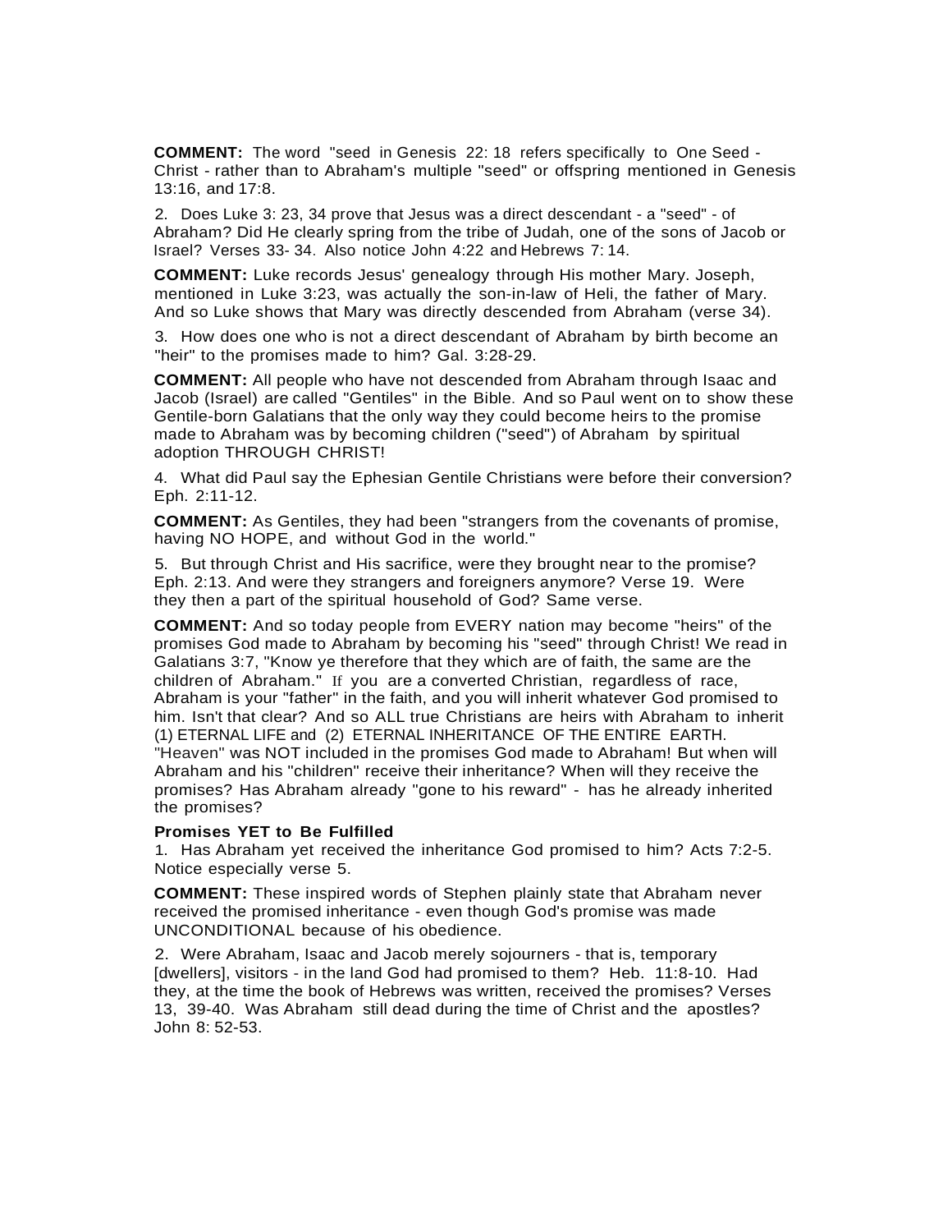**COMMENT:** The word "seed in Genesis 22: 18 refers specifically to One Seed - Christ - rather than to Abraham's multiple "seed" or offspring mentioned in Genesis 13:16, and 17:8.

2. Does Luke 3: 23, 34 prove that Jesus was a direct descendant - a "seed" - of Abraham? Did He clearly spring from the tribe of Judah, one of the sons of Jacob or Israel? Verses 33- 34. Also notice John 4:22 and Hebrews 7: 14.

**COMMENT:** Luke records Jesus' genealogy through His mother Mary. Joseph, mentioned in Luke 3:23, was actually the son-in-law of Heli, the father of Mary. And so Luke shows that Mary was directly descended from Abraham (verse 34).

3. How does one who is not a direct descendant of Abraham by birth become an "heir" to the promises made to him? Gal. 3:28-29.

**COMMENT:** All people who have not descended from Abraham through Isaac and Jacob (Israel) are called "Gentiles" in the Bible. And so Paul went on to show these Gentile-born Galatians that the only way they could become heirs to the promise made to Abraham was by becoming children ("seed") of Abraham by spiritual adoption THROUGH CHRIST!

4. What did Paul say the Ephesian Gentile Christians were before their conversion? Eph. 2:11-12.

**COMMENT:** As Gentiles, they had been "strangers from the covenants of promise, having NO HOPE, and without God in the world."

5. But through Christ and His sacrifice, were they brought near to the promise? Eph. 2:13. And were they strangers and foreigners anymore? Verse 19. Were they then a part of the spiritual household of God? Same verse.

**COMMENT:** And so today people from EVERY nation may become "heirs" of the promises God made to Abraham by becoming his "seed" through Christ! We read in Galatians 3:7, "Know ye therefore that they which are of faith, the same are the children of Abraham." If you are a converted Christian, regardless of race, Abraham is your "father" in the faith, and you will inherit whatever God promised to him. Isn't that clear? And so ALL true Christians are heirs with Abraham to inherit (1) ETERNAL LIFE and (2) ETERNAL INHERITANCE OF THE ENTIRE EARTH. "Heaven" was NOT included in the promises God made to Abraham! But when will Abraham and his "children" receive their inheritance? When will they receive the promises? Has Abraham already "gone to his reward" - has he already inherited the promises?

**Promises YET to Be Fulfilled**

1. Has Abraham yet received the inheritance God promised to him? Acts 7:2-5. Notice especially verse 5.

**COMMENT:** These inspired words of Stephen plainly state that Abraham never received the promised inheritance - even though God's promise was made UNCONDITIONAL because of his obedience.

2. Were Abraham, Isaac and Jacob merely sojourners - that is, temporary [dwellers], visitors - in the land God had promised to them? Heb. 11:8-10. Had they, at the time the book of Hebrews was written, received the promises? Verses 13, 39-40. Was Abraham still dead during the time of Christ and the apostles? John 8: 52-53.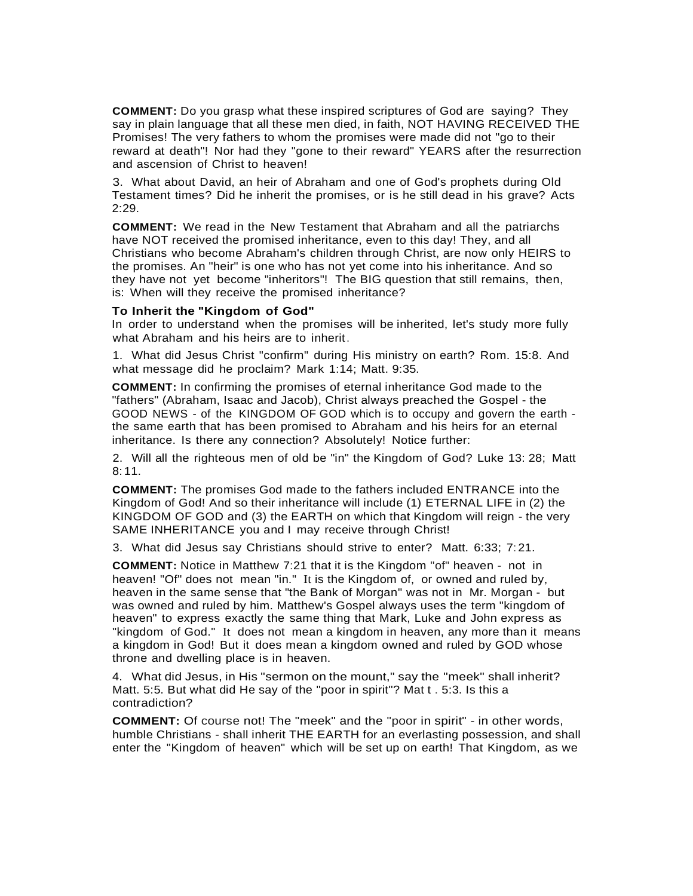**COMMENT:** Do you grasp what these inspired scriptures of God are saying? They say in plain language that all these men died, in faith, NOT HAVING RECEIVED THE Promises! The very fathers to whom the promises were made did not "go to their reward at death"! Nor had they "gone to their reward" YEARS after the resurrection and ascension of Christ to heaven!

3. What about David, an heir of Abraham and one of God's prophets during Old Testament times? Did he inherit the promises, or is he still dead in his grave? Acts 2:29.

**COMMENT:** We read in the New Testament that Abraham and all the patriarchs have NOT received the promised inheritance, even to this day! They, and all Christians who become Abraham's children through Christ, are now only HEIRS to the promises. An "heir" is one who has not yet come into his inheritance. And so they have not yet become "inheritors"! The BIG question that still remains, then, is: When will they receive the promised inheritance?

**To Inherit the "Kingdom of God"**

In order to understand when the promises will be inherited, let's study more fully what Abraham and his heirs are to inherit.

1. What did Jesus Christ "confirm" during His ministry on earth? Rom. 15:8. And what message did he proclaim? Mark 1:14; Matt. 9:35.

**COMMENT:** In confirming the promises of eternal inheritance God made to the "fathers" (Abraham, Isaac and Jacob), Christ always preached the Gospel - the GOOD NEWS - of the KINGDOM OF GOD which is to occupy and govern the earth - the same earth that has been promised to Abraham and his heirs for an eternal inheritance. Is there any connection? Absolutely! Notice further:

2. Will all the righteous men of old be "in" the Kingdom of God? Luke 13: 28; Matt 8: 11.

**COMMENT:** The promises God made to the fathers included ENTRANCE into the Kingdom of God! And so their inheritance will include (1) ETERNAL LIFE in (2) the KINGDOM OF GOD and (3) the EARTH on which that Kingdom will reign - the very SAME INHERITANCE you and I may receive through Christ!

3. What did Jesus say Christians should strive to enter? Matt. 6:33; 7: 21.

**COMMENT:** Notice in Matthew 7:21 that it is the Kingdom "of" heaven - not in heaven! "Of" does not mean "in." It is the Kingdom of, or owned and ruled by, heaven in the same sense that "the Bank of Morgan" was not in Mr. Morgan - but was owned and ruled by him. Matthew's Gospel always uses the term "kingdom of heaven" to express exactly the same thing that Mark, Luke and John express as "kingdom of God." It does not mean a kingdom in heaven, any more than it means a kingdom in God! But it does mean a kingdom owned and ruled by GOD whose throne and dwelling place is in heaven.

4. What did Jesus, in His "sermon on the mount," say the "meek" shall inherit? Matt. 5:5. But what did He say of the "poor in spirit"? Mat t . 5:3. Is this a contradiction?

**COMMENT:** Of course not! The "meek" and the "poor in spirit" - in other words, humble Christians - shall inherit THE EARTH for an everlasting possession, and shall enter the "Kingdom of heaven" which will be set up on earth! That Kingdom, as we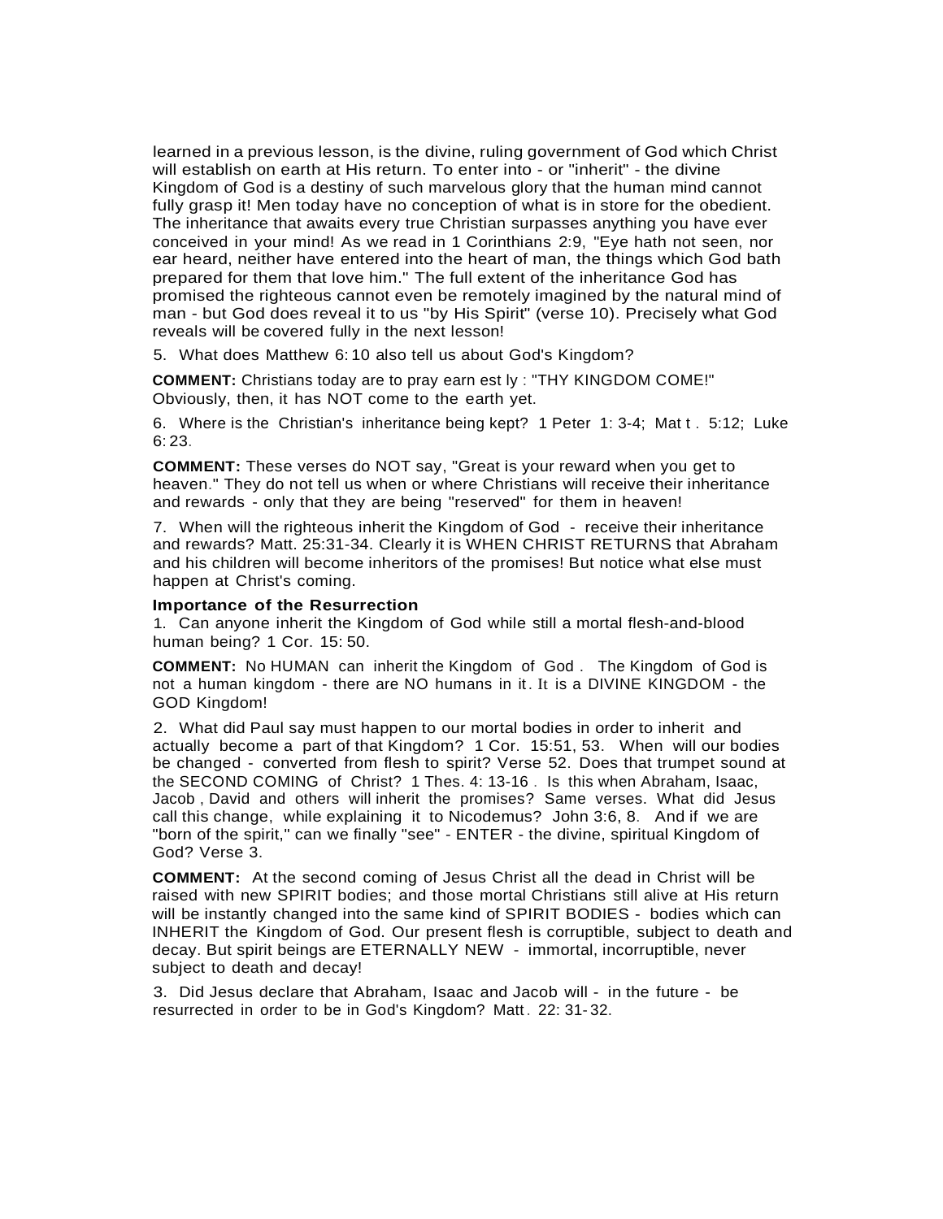learned in a previous lesson, is the divine, ruling government of God which Christ will establish on earth at His return. To enter into - or "inherit" - the divine Kingdom of God is a destiny of such marvelous glory that the human mind cannot fully grasp it! Men today have no conception of what is in store for the obedient. The inheritance that awaits every true Christian surpasses anything you have ever conceived in your mind! As we read in 1 Corinthians 2:9, "Eye hath not seen, nor ear heard, neither have entered into the heart of man, the things which God bath prepared for them that love him." The full extent of the inheritance God has promised the righteous cannot even be remotely imagined by the natural mind of man - but God does reveal it to us "by His Spirit" (verse 10). Precisely what God reveals will be covered fully in the next lesson!

5. What does Matthew 6:10 also tell us about God's Kingdom?

**COMMENT:** Christians today are to pray earn est ly : "THY KINGDOM COME!" Obviously, then, it has NOT come to the earth yet.

6. Where is the Christian's inheritance being kept? 1 Peter 1: 3-4; Mat t . 5:12; Luke 6: 23.

**COMMENT:** These verses do NOT say, "Great is your reward when you get to heaven." They do not tell us when or where Christians will receive their inheritance and rewards - only that they are being "reserved" for them in heaven!

7. When will the righteous inherit the Kingdom of God - receive their inheritance and rewards? Matt. 25:31-34. Clearly it is WHEN CHRIST RETURNS that Abraham and his children will become inheritors of the promises! But notice what else must happen at Christ's coming.

**Importance of the Resurrection**

1. Can anyone inherit the Kingdom of God while still a mortal flesh-and-blood human being? 1 Cor. 15: 50.

**COMMENT:** No HUMAN can inherit the Kingdom of God . The Kingdom of God is not a human kingdom - there are NO humans in it. It is a DIVINE KINGDOM - the GOD Kingdom!

2. What did Paul say must happen to our mortal bodies in order to inherit and actually become a part of that Kingdom? 1 Cor. 15:51, 53. When will our bodies be changed - converted from flesh to spirit? Verse 52. Does that trumpet sound at the SECOND COMING of Christ? 1 Thes. 4: 13-16 . Is this when Abraham, Isaac, Jacob , David and others will inherit the promises? Same verses. What did Jesus call this change, while explaining it to Nicodemus? John 3:6, 8. And if we are "born of the spirit," can we finally "see" - ENTER - the divine, spiritual Kingdom of God? Verse 3.

**COMMENT:** At the second coming of Jesus Christ all the dead in Christ will be raised with new SPIRIT bodies; and those mortal Christians still alive at His return will be instantly changed into the same kind of SPIRIT BODIES - bodies which can INHERIT the Kingdom of God. Our present flesh is corruptible, subject to death and decay. But spirit beings are ETERNALLY NEW - immortal, incorruptible, never subject to death and decay!

3. Did Jesus declare that Abraham, Isaac and Jacob will - in the future - be resurrected in order to be in God's Kingdom? Matt. 22: 31- 32.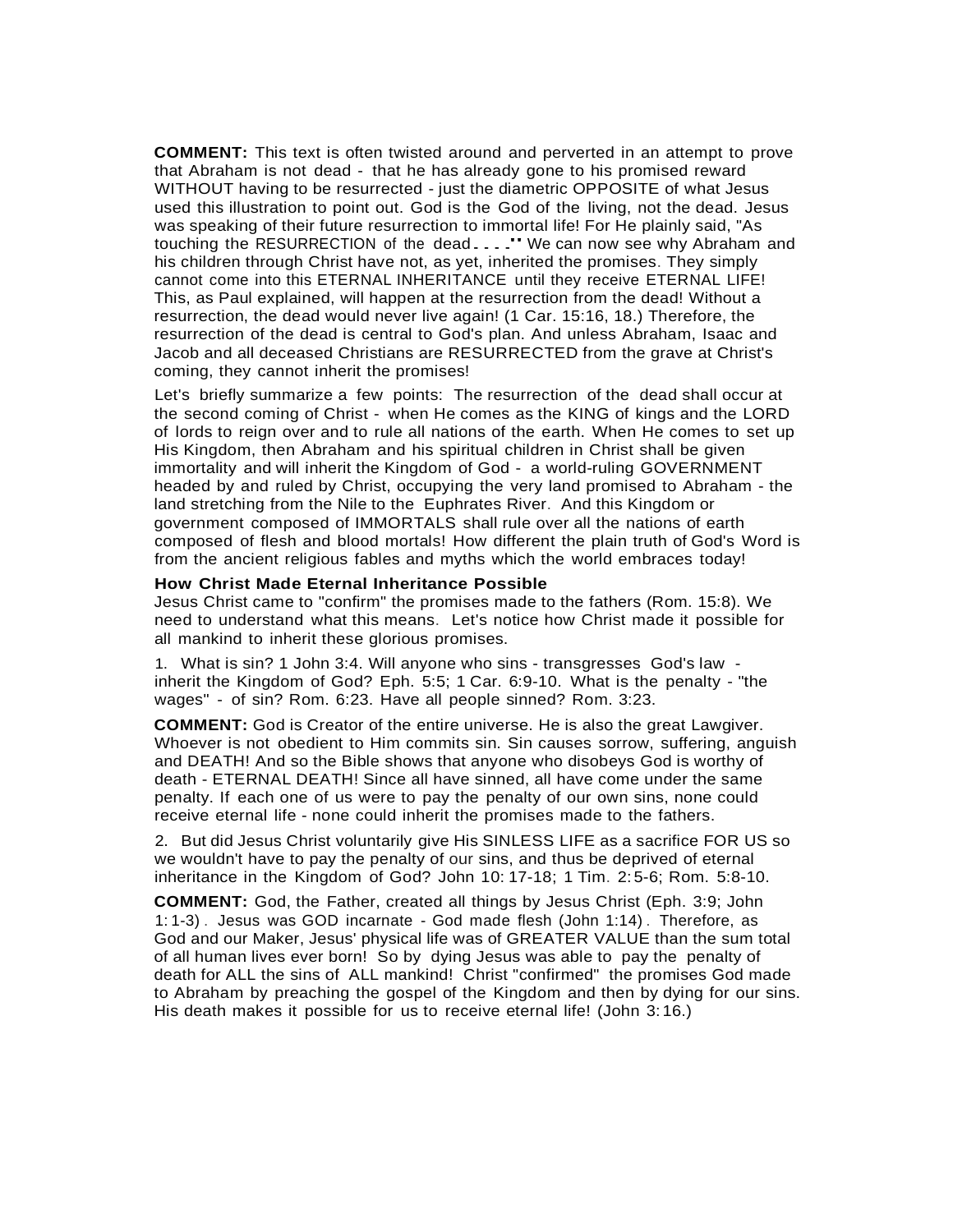**COMMENT:** This text is often twisted around and perverted in an attempt to prove that Abraham is not dead - that he has already gone to his promised reward WITHOUT having to be resurrected - just the diametric OPPOSITE of what Jesus used this illustration to point out. God is the God of the living, not the dead. Jesus was speaking of their future resurrection to immortal life! For He plainly said, "As touching the RESURRECTION of the dead. . . ." We can now see why Abraham and his children through Christ have not, as yet, inherited the promises. They simply cannot come into this ETERNAL INHERITANCE until they receive ETERNAL LIFE! This, as Paul explained, will happen at the resurrection from the dead! Without a resurrection, the dead would never live again! (1 Car. 15:16, 18.) Therefore, the resurrection of the dead is central to God's plan. And unless Abraham, Isaac and Jacob and all deceased Christians are RESURRECTED from the grave at Christ's coming, they cannot inherit the promises!

Let's briefly summarize a few points: The resurrection of the dead shall occur at the second coming of Christ - when He comes as the KING of kings and the LORD of lords to reign over and to rule all nations of the earth. When He comes to set up His Kingdom, then Abraham and his spiritual children in Christ shall be given immortality and will inherit the Kingdom of God - a world-ruling GOVERNMENT headed by and ruled by Christ, occupying the very land promised to Abraham - the land stretching from the Nile to the Euphrates River. And this Kingdom or government composed of IMMORTALS shall rule over all the nations of earth composed of flesh and blood mortals! How different the plain truth of God's Word is from the ancient religious fables and myths which the world embraces today!

### How Christ Made Eternal Inheritance Possible

Jesus Christ came to "confirm" the promises made to the fathers (Rom. 15:8). We need to understand what this means. Let's notice how Christ made it possible for all mankind to inherit these glorious promises.

1. What is sin? 1 John 3:4. Will anyone who sins - transgresses God's law - inherit the Kingdom of God? Eph. 5:5; 1 Car. 6:9-10. What is the penalty - "the wages" - of sin? Rom. 6:23. Have all people sinned? Rom. 3:23.

**COMMENT:** God is Creator of the entire universe. He is also the great Lawgiver. Whoever is not obedient to Him commits sin. Sin causes sorrow, suffering, anguish and DEATH! And so the Bible shows that anyone who disobeys God is worthy of death - ETERNAL DEATH! Since all have sinned, all have come under the same penalty. If each one of us were to pay the penalty of our own sins, none could receive eternal life - none could inherit the promises made to the fathers.

2. But did Jesus Christ voluntarily give His SINLESS LIFE as a sacrifice FOR US so we wouldn't have to pay the penalty of our sins, and thus be deprived of eternal inheritance in the Kingdom of God? John 10:17-18; 1 Tim. 2:5-6; Rom. 5:8-10.

**COMMENT:** God, the Father, created all things by Jesus Christ (Eph. 3:9; John 1:1-3). Jesus was GOD incarnate - God made flesh (John 1:14). Therefore, as God and our Maker, Jesus' physical life was of GREATER VALUE than the sum total of all human lives ever born! So by dying Jesus was able to pay the penalty of death for ALL the sins of ALL mankind! Christ "confirmed" the promises God made to Abraham by preaching the gospel of the Kingdom and then by dying for our sins. His death makes it possible for us to receive eternal life! (John 3:16.)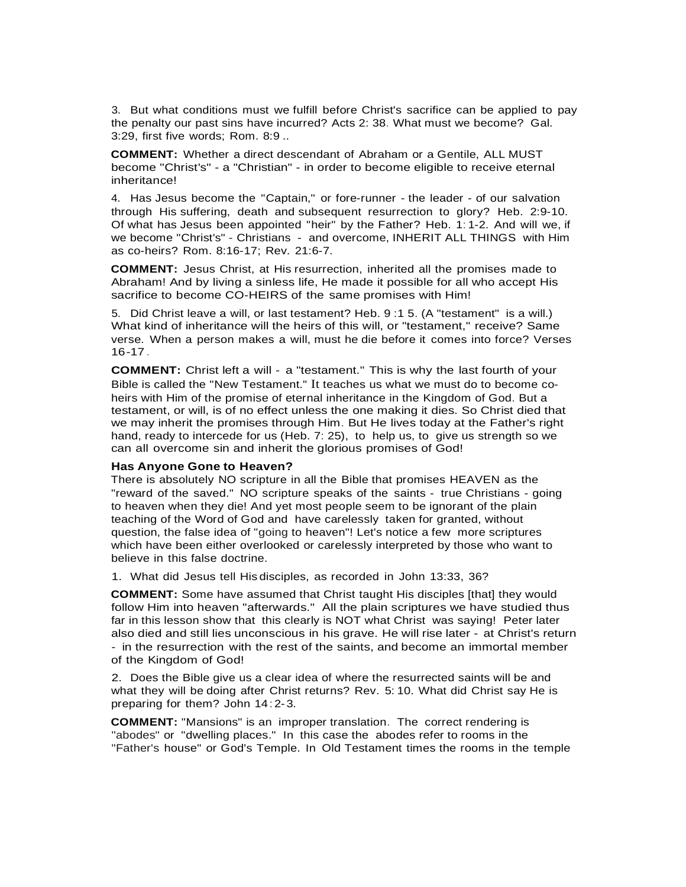3. But what conditions must we fulfill before Christ's sacrifice can be applied to pay the penalty our past sins have incurred? Acts 2: 38. What must we become? Gal. 3:29, first five words; Rom. 8:9 ..

**COMMENT:** Whether a direct descendant of Abraham or a Gentile, ALL MUST become "Christ's" - a "Christian" - in order to become eligible to receive eternal inheritance!

4. Has Jesus become the "Captain," or fore-runner - the leader - of our salvation through His suffering, death and subsequent resurrection to glory? Heb. 2:9-10. Of what has Jesus been appointed "heir" by the Father? Heb. 1:1-2. And will we, if we become "Christ's" - Christians - and overcome, INHERIT ALL THINGS with Him as co-heirs? Rom. 8:16-17; Rev. 21:6-7.

**COMMENT:** Jesus Christ, at His resurrection, inherited all the promises made to Abraham! And by living a sinless life, He made it possible for all who accept His sacrifice to become CO-HEIRS of the same promises with Him!

5. Did Christ leave a will, or last testament? Heb. 9 :1 5. (A "testament" is a will.) What kind of inheritance will the heirs of this will, or "testament," receive? Same verse. When a person makes a will, must he die before it comes into force? Verses 16-17.

**COMMENT:** Christ left a will - a "testament." This is why the last fourth of your Bible is called the "New Testament." It teaches us what we must do to become co-heirs with Him of the promise of eternal inheritance in the Kingdom of God. But a testament, or will, is of no effect unless the one making it dies. So Christ died that we may inherit the promises through Him. But He lives today at the Father's right hand, ready to intercede for us (Heb. 7: 25), to help us, to give us strength so we can all overcome sin and inherit the glorious promises of God!

**Has Anyone Gone to Heaven?**

There is absolutely NO scripture in all the Bible that promises HEAVEN as the "reward of the saved." NO scripture speaks of the saints - true Christians - going to heaven when they die! And yet most people seem to be ignorant of the plain teaching of the Word of God and have carelessly taken for granted, without question, the false idea of "going to heaven"! Let's notice a few more scriptures which have been either overlooked or carelessly interpreted by those who want to believe in this false doctrine.

1. What did Jesus tell His disciples, as recorded in John 13:33, 36?

**COMMENT:** Some have assumed that Christ taught His disciples [that] they would follow Him into heaven "afterwards." All the plain scriptures we have studied thus far in this lesson show that this clearly is NOT what Christ was saying! Peter later also died and still lies unconscious in his grave. He will rise later - at Christ's return - in the resurrection with the rest of the saints, and become an immortal member of the Kingdom of God!

2. Does the Bible give us a clear idea of where the resurrected saints will be and what they will be doing after Christ returns? Rev. 5: 10. What did Christ say He is preparing for them? John 14:2-3.

**COMMENT:** "Mansions" is an improper translation. The correct rendering is "abodes" or "dwelling places." In this case the abodes refer to rooms in the "Father's house" or God's Temple. In Old Testament times the rooms in the temple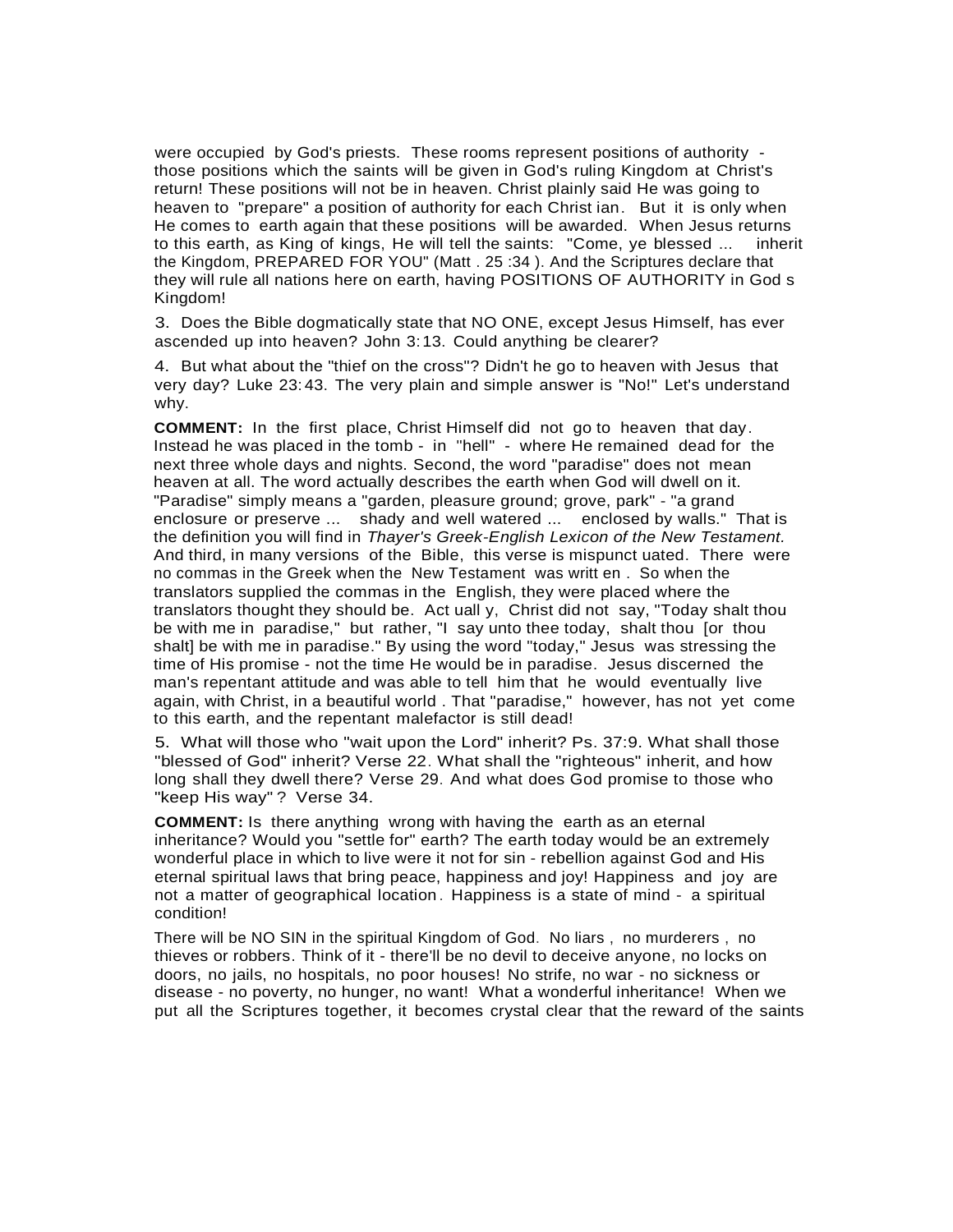were occupied by God's priests. These rooms represent positions of authority - those positions which the saints will be given in God's ruling Kingdom at Christ's return! These positions will not be in heaven. Christ plainly said He was going to heaven to "prepare" a position of authority for each Christian. But it is only when He comes to earth again that these positions will be awarded. When Jesus returns to this earth, as King of kings, He will tell the saints: "Come, ye blessed ... inherit the Kingdom, PREPARED FOR YOU" (Matt. 25:34). And the Scriptures declare that they will rule all nations here on earth, having POSITIONS OF AUTHORITY in God s Kingdom!

3. Does the Bible dogmatically state that NO ONE, except Jesus Himself, has ever ascended up into heaven? John 3:13. Could anything be clearer?

4. But what about the "thief on the cross"? Didn't he go to heaven with Jesus that very day? Luke 23:43. The very plain and simple answer is "No!" Let's understand why.

**COMMENT:** In the first place, Christ Himself did not go to heaven that day. Instead he was placed in the tomb - in "hell" - where He remained dead for the next three whole days and nights. Second, the word "paradise" does not mean heaven at all. The word actually describes the earth when God will dwell on it. "Paradise" simply means a "garden, pleasure ground; grove, park" - "a grand enclosure or preserve ... shady and well watered ... enclosed by walls." That is the definition you will find in *Thayer's Greek-English Lexicon of the New Testament.* And third, in many versions of the Bible, this verse is mispunctuated. There were no commas in the Greek when the New Testament was written. So when the translators supplied the commas in the English, they were placed where the translators thought they should be. Actually, Christ did not say, "Today shalt thou be with me in paradise," but rather, "I say unto thee today, shalt thou [or thou shalt] be with me in paradise." By using the word "today," Jesus was stressing the time of His promise - not the time He would be in paradise. Jesus discerned the man's repentant attitude and was able to tell him that he would eventually live again, with Christ, in a beautiful world. That "paradise," however, has not yet come to this earth, and the repentant malefactor is still dead!

5. What will those who "wait upon the Lord" inherit? Ps. 37:9. What shall those "blessed of God" inherit? Verse 22. What shall the "righteous" inherit, and how long shall they dwell there? Verse 29. And what does God promise to those who "keep His way"? Verse 34.

**COMMENT:** Is there anything wrong with having the earth as an eternal inheritance? Would you "settle for" earth? The earth today would be an extremely wonderful place in which to live were it not for sin - rebellion against God and His eternal spiritual laws that bring peace, happiness and joy! Happiness and joy are not a matter of geographical location. Happiness is a state of mind - a spiritual condition!

There will be NO SIN in the spiritual Kingdom of God. No liars, no murderers, no thieves or robbers. Think of it - there'll be no devil to deceive anyone, no locks on doors, no jails, no hospitals, no poor houses! No strife, no war - no sickness or disease - no poverty, no hunger, no want! What a wonderful inheritance! When we put all the Scriptures together, it becomes crystal clear that the reward of the saints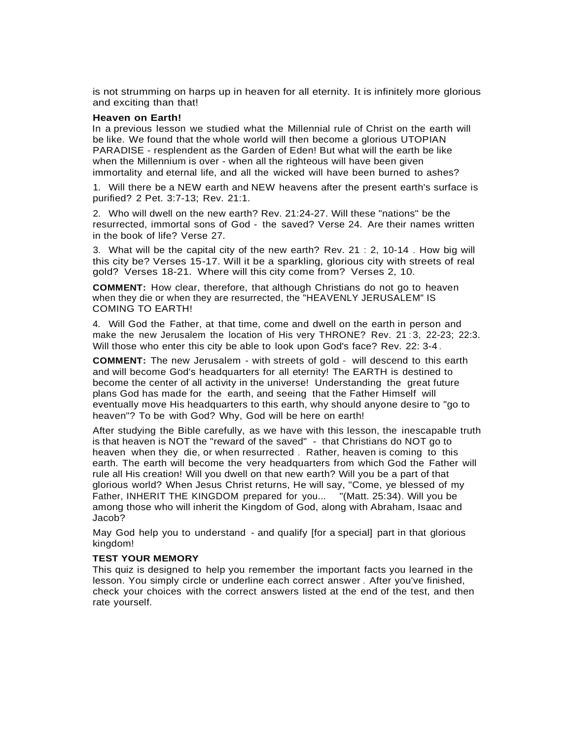is not strumming on harps up in heaven for all eternity. It is infinitely more glorious and exciting than that!

**Heaven on Earth!**

In a previous lesson we studied what the Millennial rule of Christ on the earth will be like. We found that the whole world will then become a glorious UTOPIAN PARADISE - resplendent as the Garden of Eden! But what will the earth be like when the Millennium is over - when all the righteous will have been given immortality and eternal life, and all the wicked will have been burned to ashes?

1. Will there be a NEW earth and NEW heavens after the present earth's surface is purified? 2 Pet. 3:7-13; Rev. 21:1.

2. Who will dwell on the new earth? Rev. 21:24-27. Will these "nations" be the resurrected, immortal sons of God - the saved? Verse 24. Are their names written in the book of life? Verse 27.

3. What will be the capital city of the new earth? Rev. 21 : 2, 10-14 . How big will this city be? Verses 15-17. Will it be a sparkling, glorious city with streets of real gold? Verses 18-21. Where will this city come from? Verses 2, 10.

**COMMENT:** How clear, therefore, that although Christians do not go to heaven when they die or when they are resurrected, the "HEAVENLY JERUSALEM" IS COMING TO EARTH!

4. Will God the Father, at that time, come and dwell on the earth in person and make the new Jerusalem the location of His very THRONE? Rev. 21:3, 22-23; 22:3. Will those who enter this city be able to look upon God's face? Rev. 22: 3-4.

**COMMENT:** The new Jerusalem - with streets of gold - will descend to this earth and will become God's headquarters for all eternity! The EARTH is destined to become the center of all activity in the universe! Understanding the great future plans God has made for the earth, and seeing that the Father Himself will eventually move His headquarters to this earth, why should anyone desire to "go to heaven"? To be with God? Why, God will be here on earth!

After studying the Bible carefully, as we have with this lesson, the inescapable truth is that heaven is NOT the "reward of the saved" - that Christians do NOT go to heaven when they die, or when resurrected . Rather, heaven is coming to this earth. The earth will become the very headquarters from which God the Father will rule all His creation! Will you dwell on that new earth? Will you be a part of that glorious world? When Jesus Christ returns, He will say, "Come, ye blessed of my Father, INHERIT THE KINGDOM prepared for you... "(Matt. 25:34). Will you be among those who will inherit the Kingdom of God, along with Abraham, Isaac and Jacob?

May God help you to understand - and qualify [for a special] part in that glorious kingdom!

**TEST YOUR MEMORY**

This quiz is designed to help you remember the important facts you learned in the lesson. You simply circle or underline each correct answer . After you've finished, check your choices with the correct answers listed at the end of the test, and then rate yourself.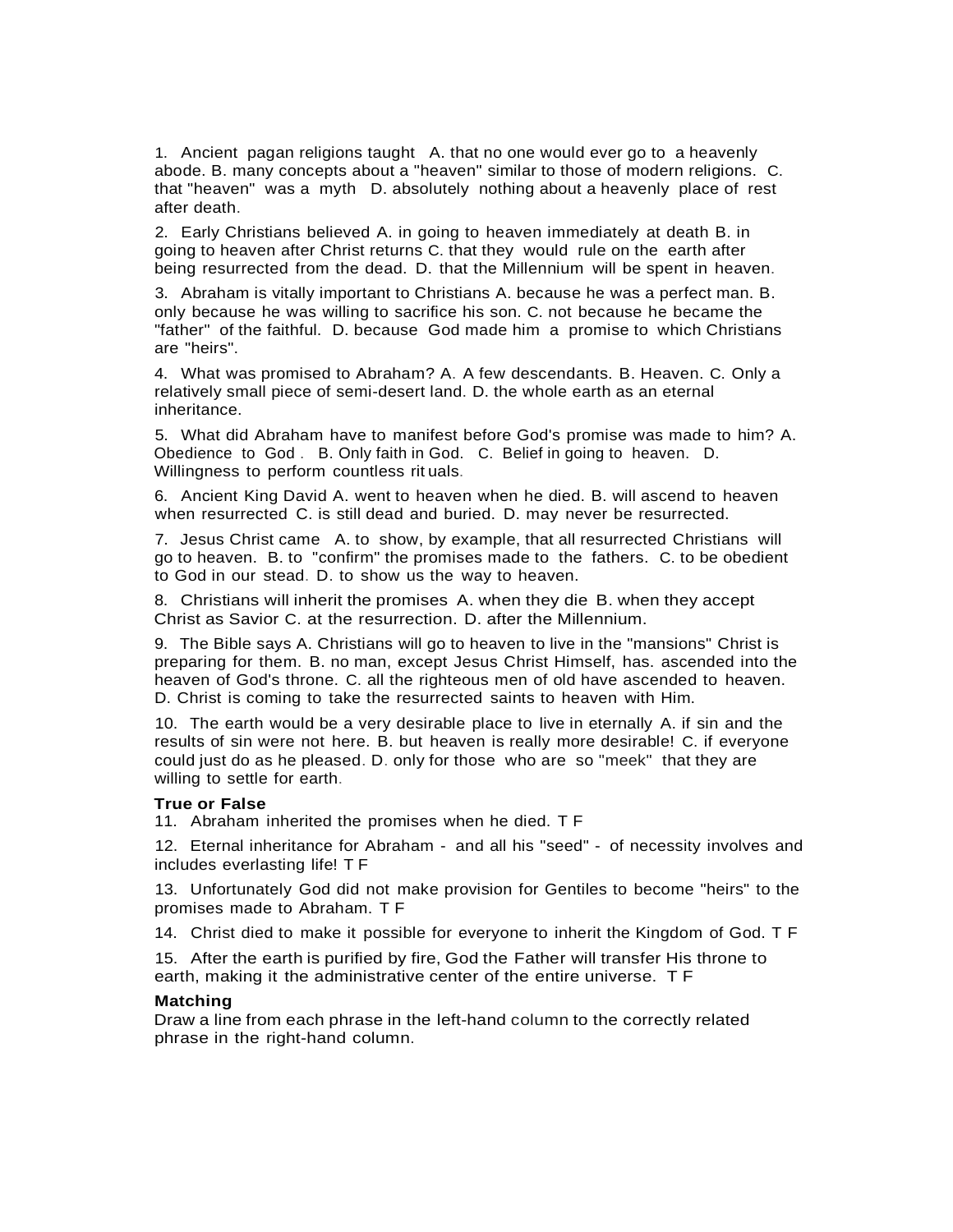1. Ancient pagan religions taught A. that no one would ever go to a heavenly abode. B. many concepts about a "heaven" similar to those of modern religions. C. that "heaven" was a myth D. absolutely nothing about a heavenly place of rest after death.

2. Early Christians believed A. in going to heaven immediately at death B. in going to heaven after Christ returns C. that they would rule on the earth after being resurrected from the dead. D. that the Millennium will be spent in heaven.

3. Abraham is vitally important to Christians A. because he was a perfect man. B. only because he was willing to sacrifice his son. C. not because he became the "father" of the faithful. D. because God made him a promise to which Christians are "heirs".

4. What was promised to Abraham? A. A few descendants. B. Heaven. C. Only a relatively small piece of semi-desert land. D. the whole earth as an eternal inheritance.

5. What did Abraham have to manifest before God's promise was made to him? A. Obedience to God . B. Only faith in God. C. Belief in going to heaven. D. Willingness to perform countless rit uals.

6. Ancient King David A. went to heaven when he died. B. will ascend to heaven when resurrected C. is still dead and buried. D. may never be resurrected.

7. Jesus Christ came A. to show, by example, that all resurrected Christians will go to heaven. B. to "confirm" the promises made to the fathers. C. to be obedient to God in our stead. D. to show us the way to heaven.

8. Christians will inherit the promises A. when they die B. when they accept Christ as Savior C. at the resurrection. D. after the Millennium.

9. The Bible says A. Christians will go to heaven to live in the "mansions" Christ is preparing for them. B. no man, except Jesus Christ Himself, has. ascended into the heaven of God's throne. C. all the righteous men of old have ascended to heaven. D. Christ is coming to take the resurrected saints to heaven with Him.

10. The earth would be a very desirable place to live in eternally A. if sin and the results of sin were not here. B. but heaven is really more desirable! C. if everyone could just do as he pleased. D. only for those who are so "meek" that they are willing to settle for earth.

**True or False**

11. Abraham inherited the promises when he died. T F

12. Eternal inheritance for Abraham - and all his "seed" - of necessity involves and includes everlasting life! T F

13. Unfortunately God did not make provision for Gentiles to become "heirs" to the promises made to Abraham. T F

14. Christ died to make it possible for everyone to inherit the Kingdom of God. T F

15. After the earth is purified by fire, God the Father will transfer His throne to earth, making it the administrative center of the entire universe. T F

**Matching**

Draw a line from each phrase in the left-hand column to the correctly related phrase in the right-hand column.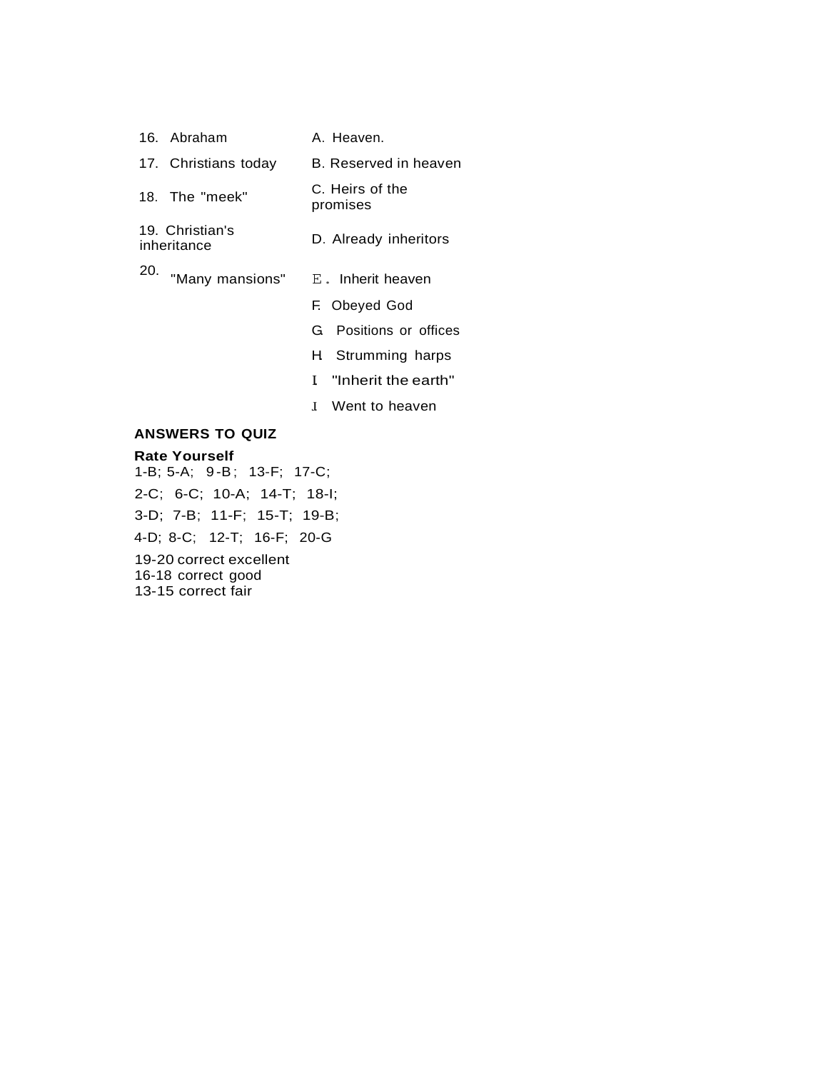| | |
|---|---|
| 16. Abraham | A. Heaven. |
| 17. Christians today | B. Reserved in heaven |
| 18. The "meek" | C. Heirs of the promises |
| 19. Christian's inheritance | D. Already inheritors |
| 20. "Many mansions" | E. Inherit heaven |
| | F. Obeyed God |
| | G. Positions or offices |
| | H. Strumming harps |
| | I. "Inherit the earth" |
| | J. Went to heaven |

**ANSWERS TO QUIZ**

**Rate Yourself**

1-B; 5-A; 9-B; 13-F; 17-C;
2-C; 6-C; 10-A; 14-T; 18-I;
3-D; 7-B; 11-F; 15-T; 19-B;
4-D; 8-C; 12-T; 16-F; 20-G

19-20 correct excellent
16-18 correct good
13-15 correct fair